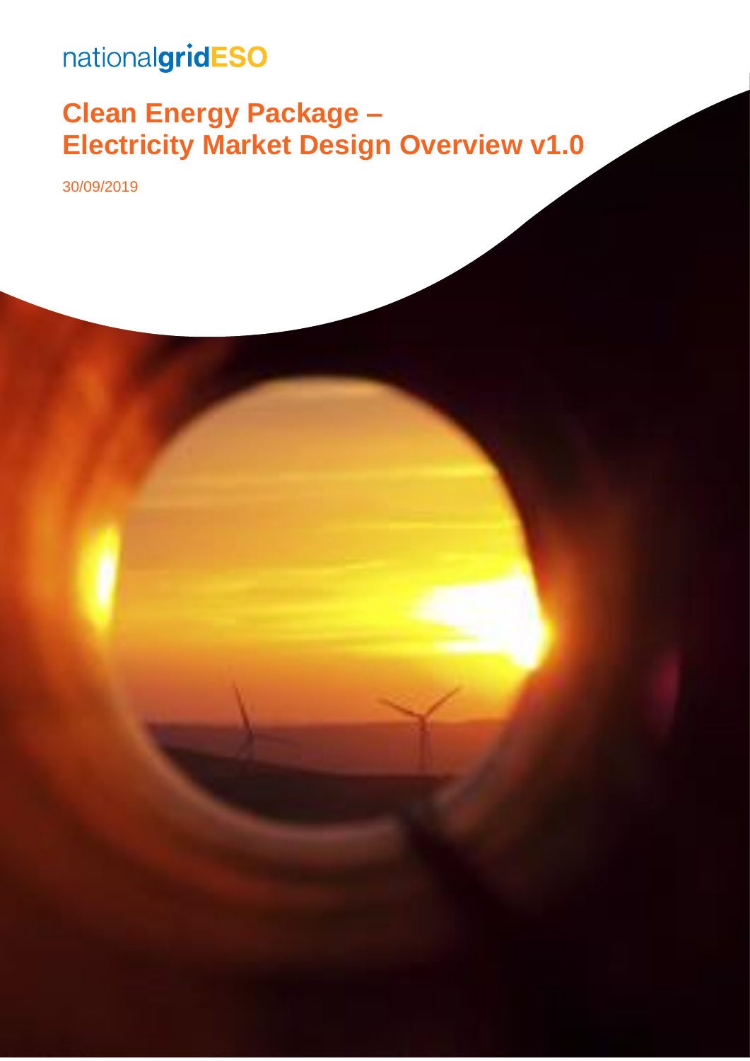nationalgridESO

# Clean Energy Package – Electricity Market Design Overview v1.0

30/09/2019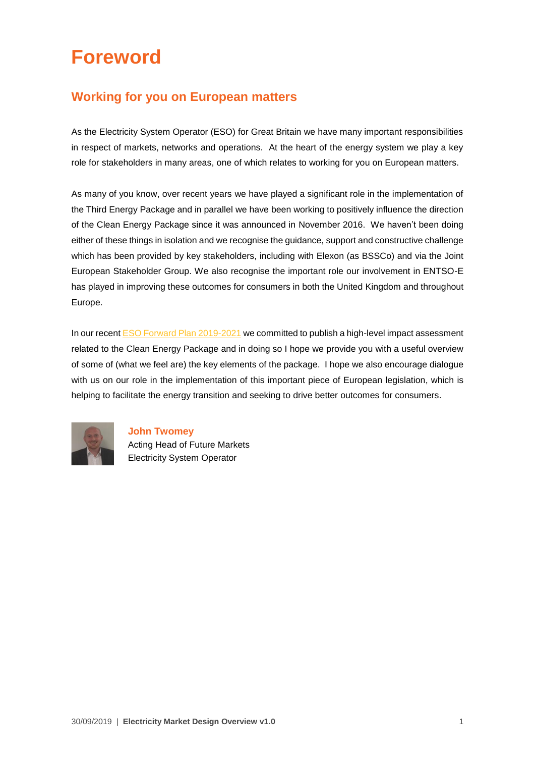# Foreword

## Working for you on European matters

As the Electricity System Operator (ESO) for Great Britain we have many important responsibilities in respect of markets, networks and operations. At the heart of the energy system we play a key role for stakeholders in many areas, one of which relates to working for you on European matters.

As many of you know, over recent years we have played a significant role in the implementation of the Third Energy Package and in parallel we have been working to positively influence the direction of the Clean Energy Package since it was announced in November 2016. We haven't been doing either of these things in isolation and we recognise the guidance, support and constructive challenge which has been provided by key stakeholders, including with Elexon (as BSSCo) and via the Joint European Stakeholder Group. We also recognise the important role our involvement in ENTSO-E has played in improving these outcomes for consumers in both the United Kingdom and throughout Europe.

In our recent ESO Forward Plan 2019-2021 we committed to publish a high-level impact assessment related to the Clean Energy Package and in doing so I hope we provide you with a useful overview of some of (what we feel are) the key elements of the package. I hope we also encourage dialogue with us on our role in the implementation of this important piece of European legislation, which is helping to facilitate the energy transition and seeking to drive better outcomes for consumers.

**John Twomey**
Acting Head of Future Markets
Electricity System Operator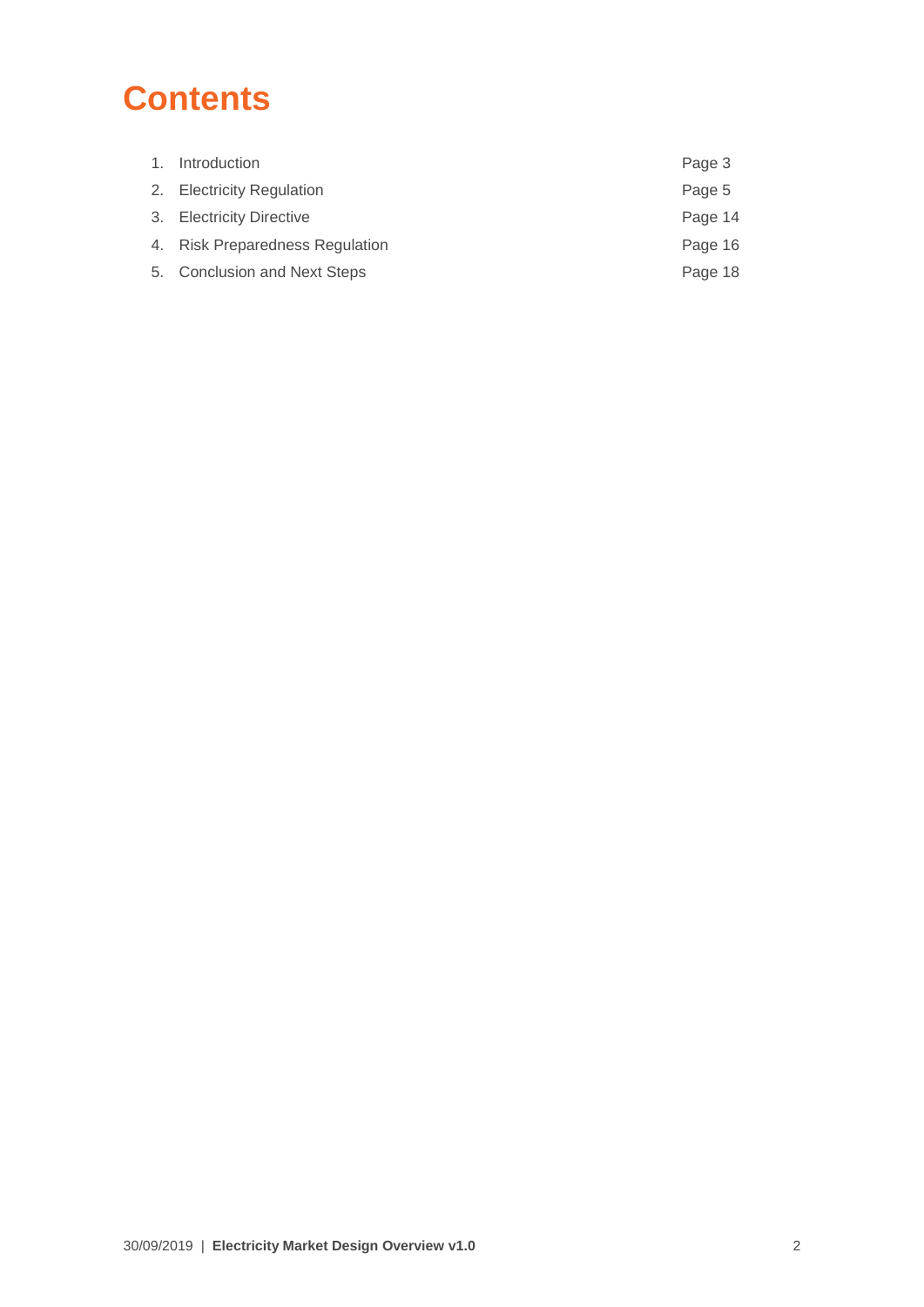# Contents

| | | |
|---|---|---|
| 1. | Introduction | Page 3 |
| 2. | Electricity Regulation | Page 5 |
| 3. | Electricity Directive | Page 14 |
| 4. | Risk Preparedness Regulation | Page 16 |
| 5. | Conclusion and Next Steps | Page 18 |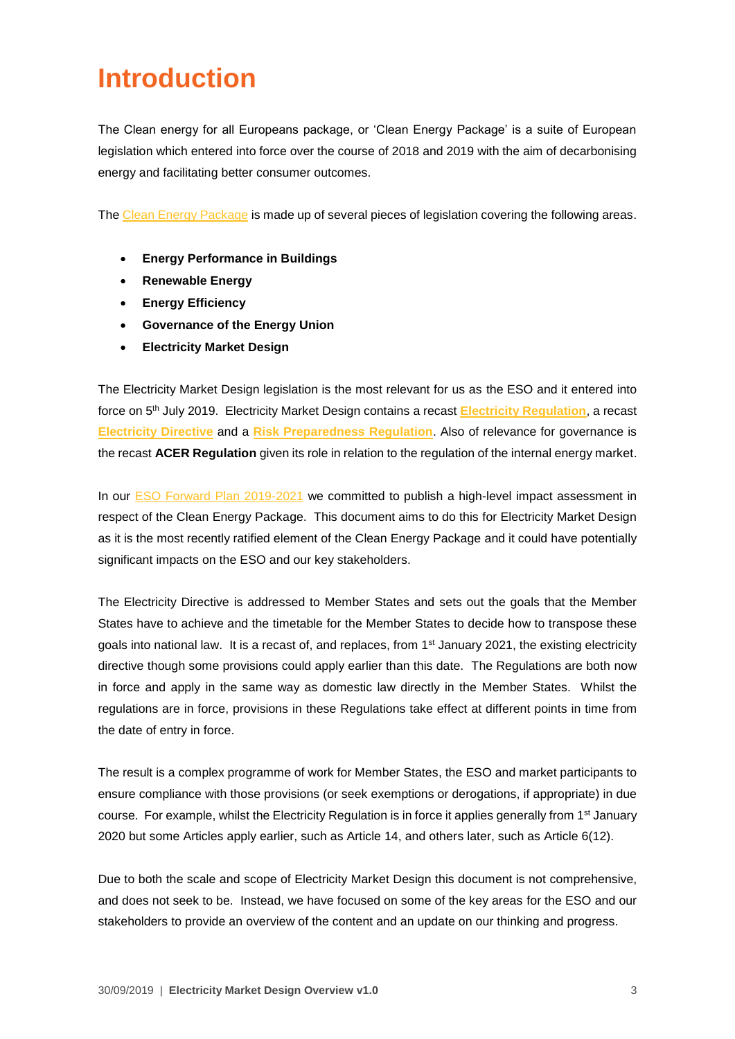# Introduction

The Clean energy for all Europeans package, or 'Clean Energy Package' is a suite of European legislation which entered into force over the course of 2018 and 2019 with the aim of decarbonising energy and facilitating better consumer outcomes.

The Clean Energy Package is made up of several pieces of legislation covering the following areas.

- **Energy Performance in Buildings**
- **Renewable Energy**
- **Energy Efficiency**
- **Governance of the Energy Union**
- **Electricity Market Design**

The Electricity Market Design legislation is the most relevant for us as the ESO and it entered into force on 5th July 2019. Electricity Market Design contains a recast **Electricity Regulation**, a recast **Electricity Directive** and a **Risk Preparedness Regulation**. Also of relevance for governance is the recast **ACER Regulation** given its role in relation to the regulation of the internal energy market.

In our ESO Forward Plan 2019-2021 we committed to publish a high-level impact assessment in respect of the Clean Energy Package. This document aims to do this for Electricity Market Design as it is the most recently ratified element of the Clean Energy Package and it could have potentially significant impacts on the ESO and our key stakeholders.

The Electricity Directive is addressed to Member States and sets out the goals that the Member States have to achieve and the timetable for the Member States to decide how to transpose these goals into national law. It is a recast of, and replaces, from 1st January 2021, the existing electricity directive though some provisions could apply earlier than this date. The Regulations are both now in force and apply in the same way as domestic law directly in the Member States. Whilst the regulations are in force, provisions in these Regulations take effect at different points in time from the date of entry in force.

The result is a complex programme of work for Member States, the ESO and market participants to ensure compliance with those provisions (or seek exemptions or derogations, if appropriate) in due course. For example, whilst the Electricity Regulation is in force it applies generally from 1st January 2020 but some Articles apply earlier, such as Article 14, and others later, such as Article 6(12).

Due to both the scale and scope of Electricity Market Design this document is not comprehensive, and does not seek to be. Instead, we have focused on some of the key areas for the ESO and our stakeholders to provide an overview of the content and an update on our thinking and progress.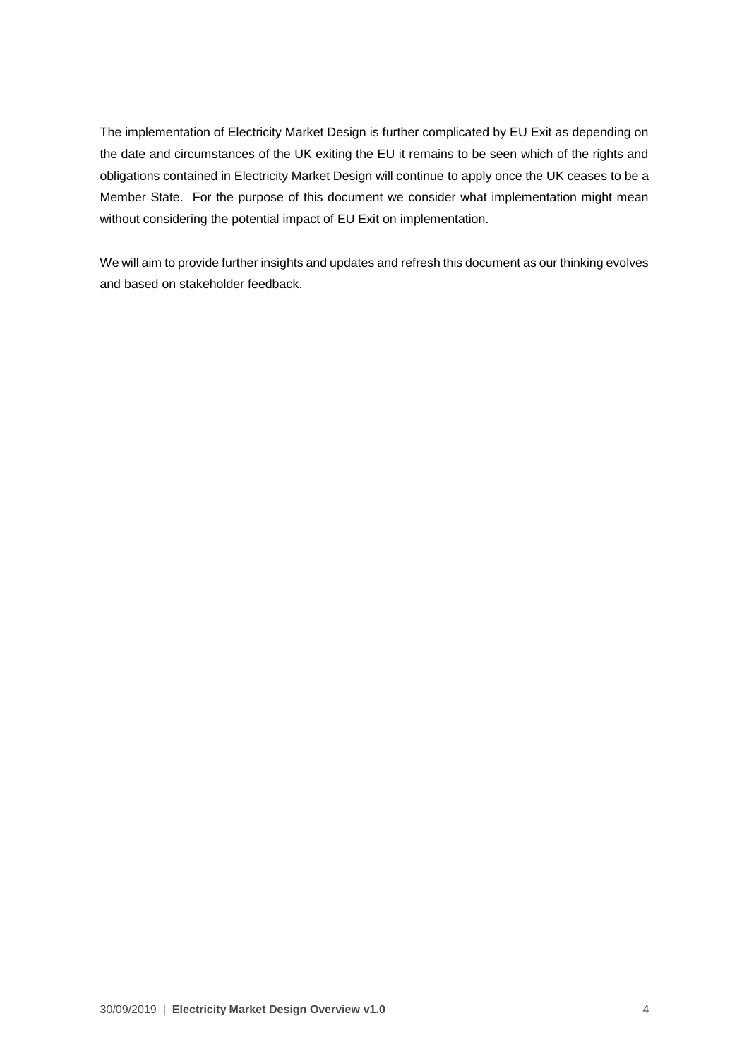The implementation of Electricity Market Design is further complicated by EU Exit as depending on the date and circumstances of the UK exiting the EU it remains to be seen which of the rights and obligations contained in Electricity Market Design will continue to apply once the UK ceases to be a Member State. For the purpose of this document we consider what implementation might mean without considering the potential impact of EU Exit on implementation.

We will aim to provide further insights and updates and refresh this document as our thinking evolves and based on stakeholder feedback.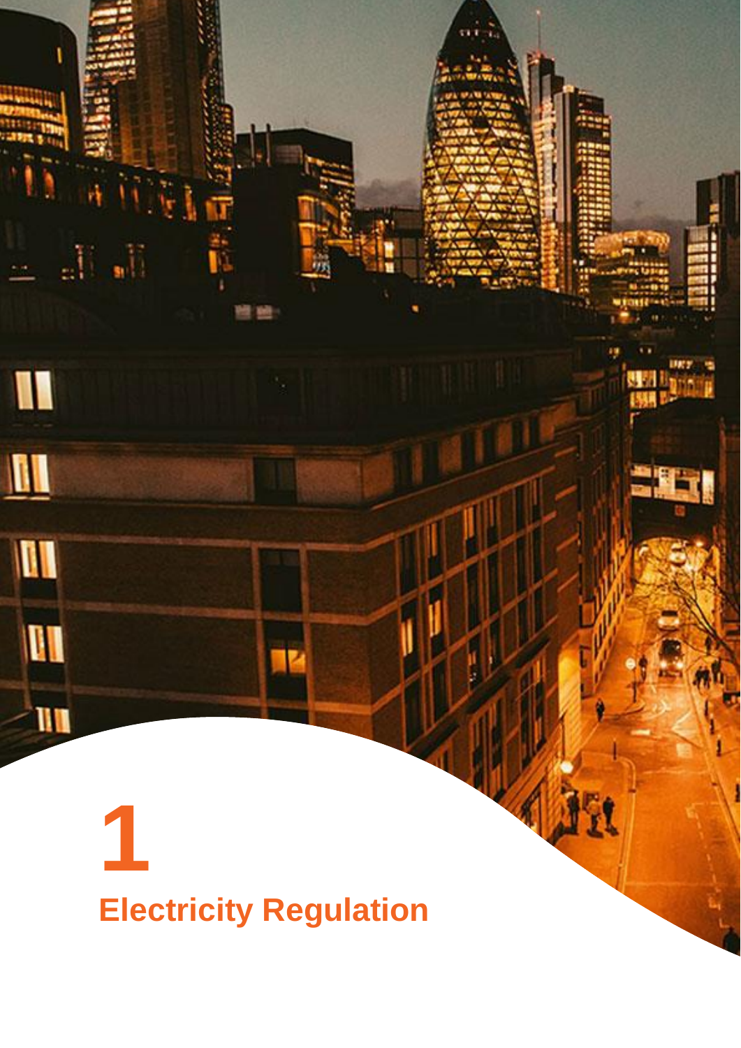# 1

# Electricity Regulation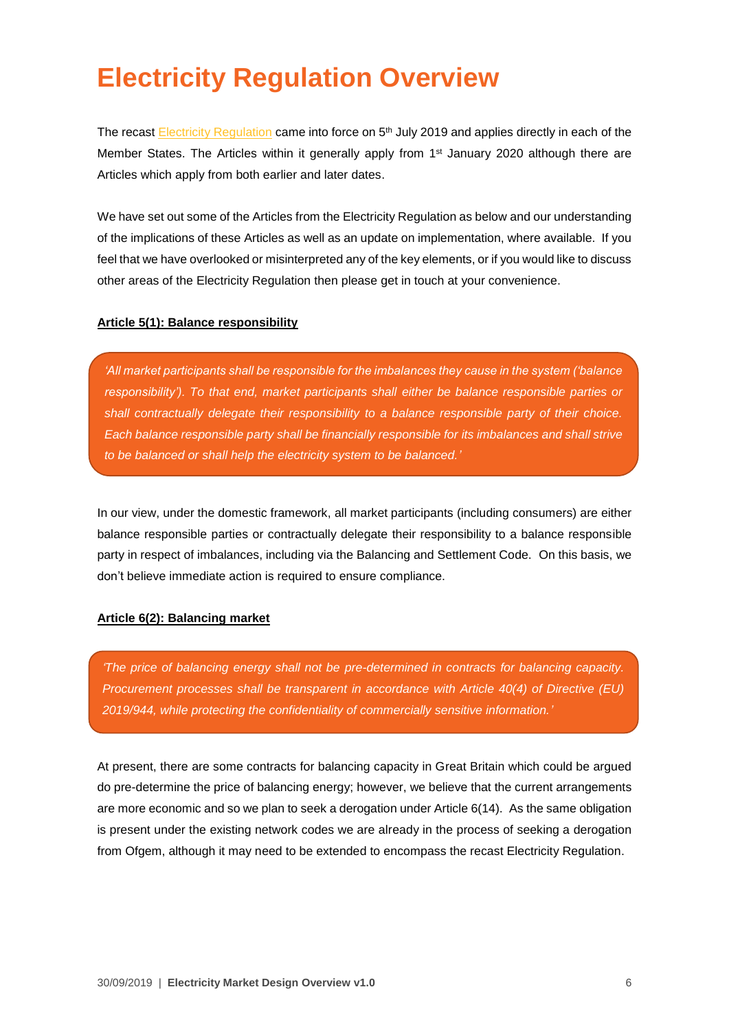# Electricity Regulation Overview

The recast Electricity Regulation came into force on 5th July 2019 and applies directly in each of the Member States. The Articles within it generally apply from 1st January 2020 although there are Articles which apply from both earlier and later dates.

We have set out some of the Articles from the Electricity Regulation as below and our understanding of the implications of these Articles as well as an update on implementation, where available. If you feel that we have overlooked or misinterpreted any of the key elements, or if you would like to discuss other areas of the Electricity Regulation then please get in touch at your convenience.

**Article 5(1): Balance responsibility**

> *'All market participants shall be responsible for the imbalances they cause in the system ('balance responsibility'). To that end, market participants shall either be balance responsible parties or shall contractually delegate their responsibility to a balance responsible party of their choice. Each balance responsible party shall be financially responsible for its imbalances and shall strive to be balanced or shall help the electricity system to be balanced.'*

In our view, under the domestic framework, all market participants (including consumers) are either balance responsible parties or contractually delegate their responsibility to a balance responsible party in respect of imbalances, including via the Balancing and Settlement Code. On this basis, we don't believe immediate action is required to ensure compliance.

**Article 6(2): Balancing market**

> *'The price of balancing energy shall not be pre-determined in contracts for balancing capacity. Procurement processes shall be transparent in accordance with Article 40(4) of Directive (EU) 2019/944, while protecting the confidentiality of commercially sensitive information.'*

At present, there are some contracts for balancing capacity in Great Britain which could be argued do pre-determine the price of balancing energy; however, we believe that the current arrangements are more economic and so we plan to seek a derogation under Article 6(14). As the same obligation is present under the existing network codes we are already in the process of seeking a derogation from Ofgem, although it may need to be extended to encompass the recast Electricity Regulation.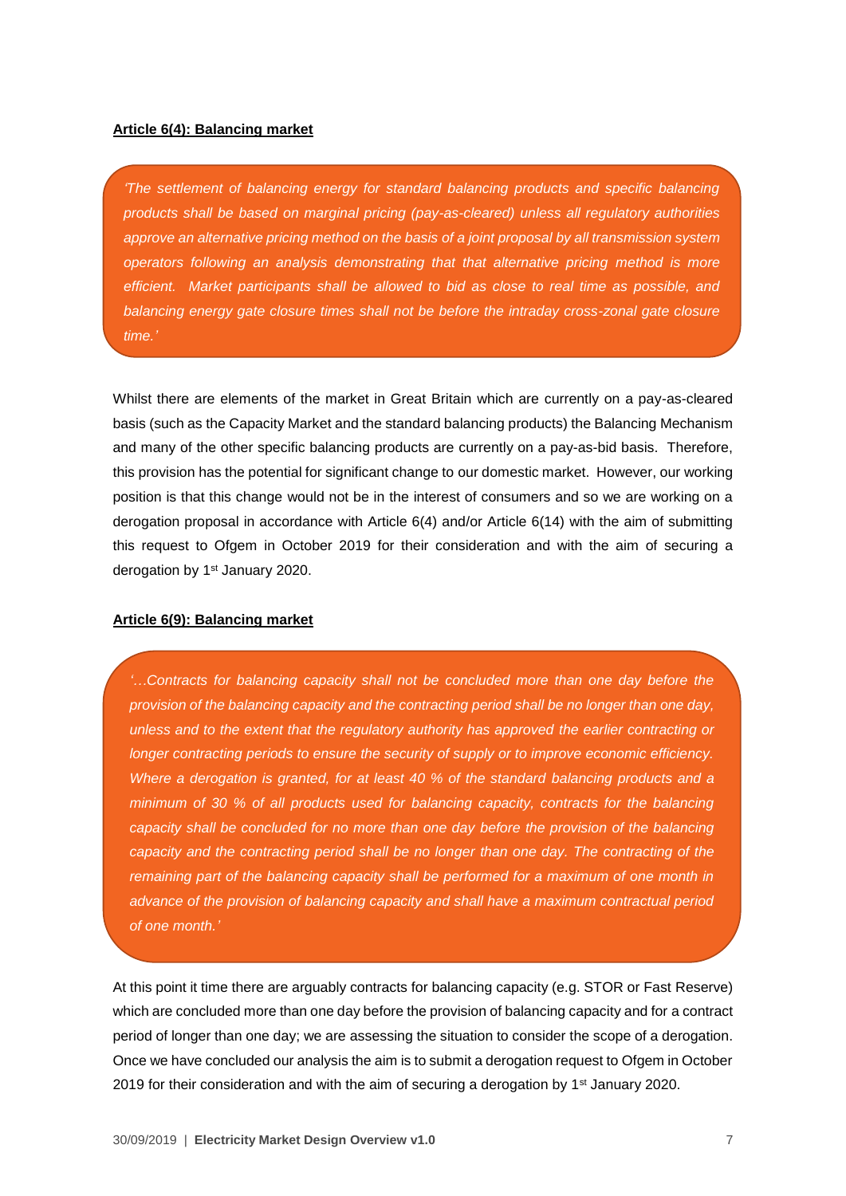**Article 6(4): Balancing market**

> *'The settlement of balancing energy for standard balancing products and specific balancing products shall be based on marginal pricing (pay-as-cleared) unless all regulatory authorities approve an alternative pricing method on the basis of a joint proposal by all transmission system operators following an analysis demonstrating that that alternative pricing method is more efficient. Market participants shall be allowed to bid as close to real time as possible, and balancing energy gate closure times shall not be before the intraday cross-zonal gate closure time.'*

Whilst there are elements of the market in Great Britain which are currently on a pay-as-cleared basis (such as the Capacity Market and the standard balancing products) the Balancing Mechanism and many of the other specific balancing products are currently on a pay-as-bid basis. Therefore, this provision has the potential for significant change to our domestic market. However, our working position is that this change would not be in the interest of consumers and so we are working on a derogation proposal in accordance with Article 6(4) and/or Article 6(14) with the aim of submitting this request to Ofgem in October 2019 for their consideration and with the aim of securing a derogation by 1st January 2020.

**Article 6(9): Balancing market**

> *'…Contracts for balancing capacity shall not be concluded more than one day before the provision of the balancing capacity and the contracting period shall be no longer than one day, unless and to the extent that the regulatory authority has approved the earlier contracting or longer contracting periods to ensure the security of supply or to improve economic efficiency. Where a derogation is granted, for at least 40 % of the standard balancing products and a minimum of 30 % of all products used for balancing capacity, contracts for the balancing capacity shall be concluded for no more than one day before the provision of the balancing capacity and the contracting period shall be no longer than one day. The contracting of the remaining part of the balancing capacity shall be performed for a maximum of one month in advance of the provision of balancing capacity and shall have a maximum contractual period of one month.'*

At this point it time there are arguably contracts for balancing capacity (e.g. STOR or Fast Reserve) which are concluded more than one day before the provision of balancing capacity and for a contract period of longer than one day; we are assessing the situation to consider the scope of a derogation. Once we have concluded our analysis the aim is to submit a derogation request to Ofgem in October 2019 for their consideration and with the aim of securing a derogation by 1st January 2020.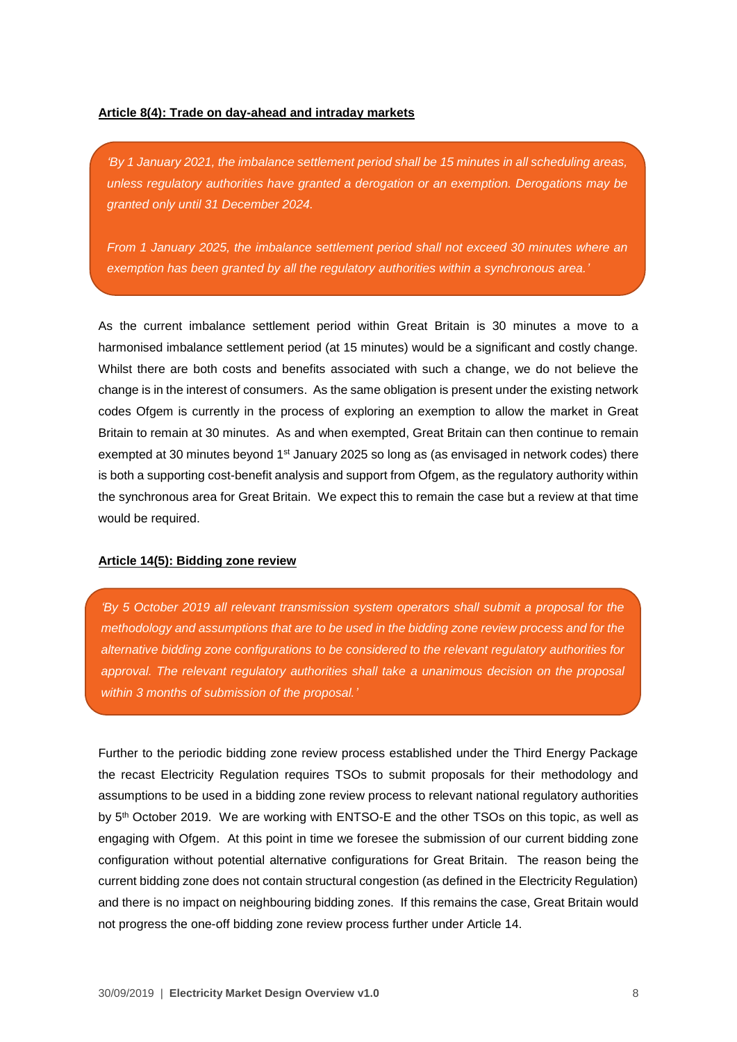**Article 8(4): Trade on day-ahead and intraday markets**

> *'By 1 January 2021, the imbalance settlement period shall be 15 minutes in all scheduling areas, unless regulatory authorities have granted a derogation or an exemption. Derogations may be granted only until 31 December 2024.*
>
> *From 1 January 2025, the imbalance settlement period shall not exceed 30 minutes where an exemption has been granted by all the regulatory authorities within a synchronous area.'*

As the current imbalance settlement period within Great Britain is 30 minutes a move to a harmonised imbalance settlement period (at 15 minutes) would be a significant and costly change. Whilst there are both costs and benefits associated with such a change, we do not believe the change is in the interest of consumers. As the same obligation is present under the existing network codes Ofgem is currently in the process of exploring an exemption to allow the market in Great Britain to remain at 30 minutes. As and when exempted, Great Britain can then continue to remain exempted at 30 minutes beyond 1st January 2025 so long as (as envisaged in network codes) there is both a supporting cost-benefit analysis and support from Ofgem, as the regulatory authority within the synchronous area for Great Britain. We expect this to remain the case but a review at that time would be required.

**Article 14(5): Bidding zone review**

> *'By 5 October 2019 all relevant transmission system operators shall submit a proposal for the methodology and assumptions that are to be used in the bidding zone review process and for the alternative bidding zone configurations to be considered to the relevant regulatory authorities for approval. The relevant regulatory authorities shall take a unanimous decision on the proposal within 3 months of submission of the proposal.'*

Further to the periodic bidding zone review process established under the Third Energy Package the recast Electricity Regulation requires TSOs to submit proposals for their methodology and assumptions to be used in a bidding zone review process to relevant national regulatory authorities by 5th October 2019. We are working with ENTSO-E and the other TSOs on this topic, as well as engaging with Ofgem. At this point in time we foresee the submission of our current bidding zone configuration without potential alternative configurations for Great Britain. The reason being the current bidding zone does not contain structural congestion (as defined in the Electricity Regulation) and there is no impact on neighbouring bidding zones. If this remains the case, Great Britain would not progress the one-off bidding zone review process further under Article 14.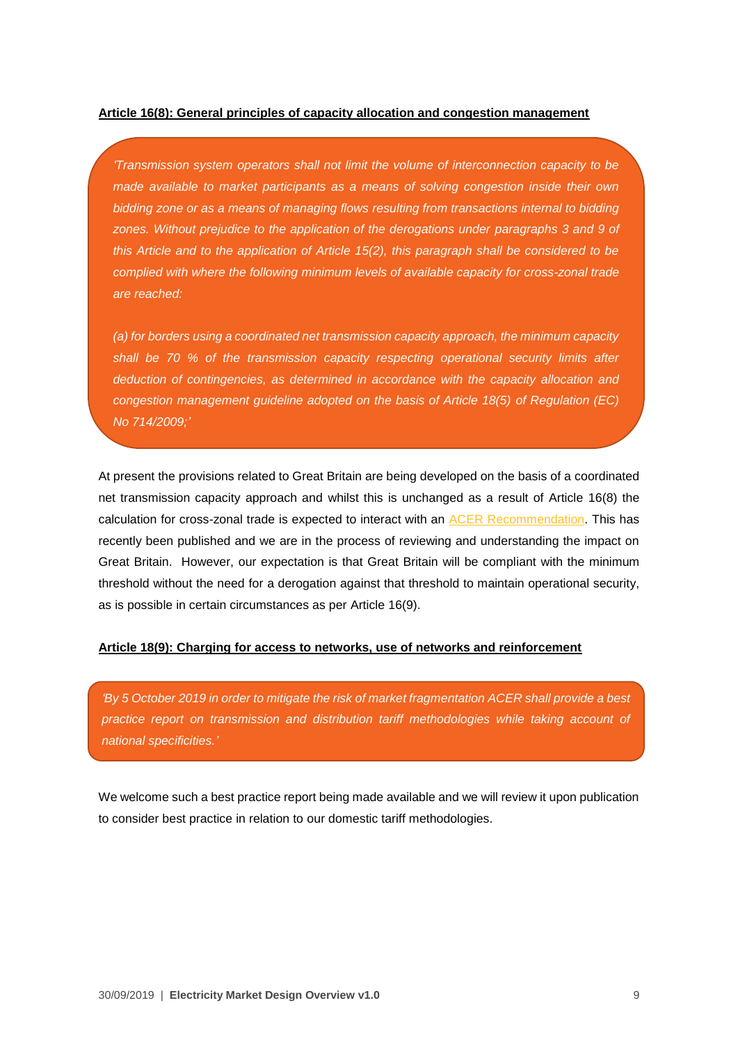**Article 16(8): General principles of capacity allocation and congestion management**

> *'Transmission system operators shall not limit the volume of interconnection capacity to be made available to market participants as a means of solving congestion inside their own bidding zone or as a means of managing flows resulting from transactions internal to bidding zones. Without prejudice to the application of the derogations under paragraphs 3 and 9 of this Article and to the application of Article 15(2), this paragraph shall be considered to be complied with where the following minimum levels of available capacity for cross-zonal trade are reached:*
>
> *(a) for borders using a coordinated net transmission capacity approach, the minimum capacity shall be 70 % of the transmission capacity respecting operational security limits after deduction of contingencies, as determined in accordance with the capacity allocation and congestion management guideline adopted on the basis of Article 18(5) of Regulation (EC) No 714/2009;'*

At present the provisions related to Great Britain are being developed on the basis of a coordinated net transmission capacity approach and whilst this is unchanged as a result of Article 16(8) the calculation for cross-zonal trade is expected to interact with an ACER Recommendation. This has recently been published and we are in the process of reviewing and understanding the impact on Great Britain. However, our expectation is that Great Britain will be compliant with the minimum threshold without the need for a derogation against that threshold to maintain operational security, as is possible in certain circumstances as per Article 16(9).

**Article 18(9): Charging for access to networks, use of networks and reinforcement**

> *'By 5 October 2019 in order to mitigate the risk of market fragmentation ACER shall provide a best practice report on transmission and distribution tariff methodologies while taking account of national specificities.'*

We welcome such a best practice report being made available and we will review it upon publication to consider best practice in relation to our domestic tariff methodologies.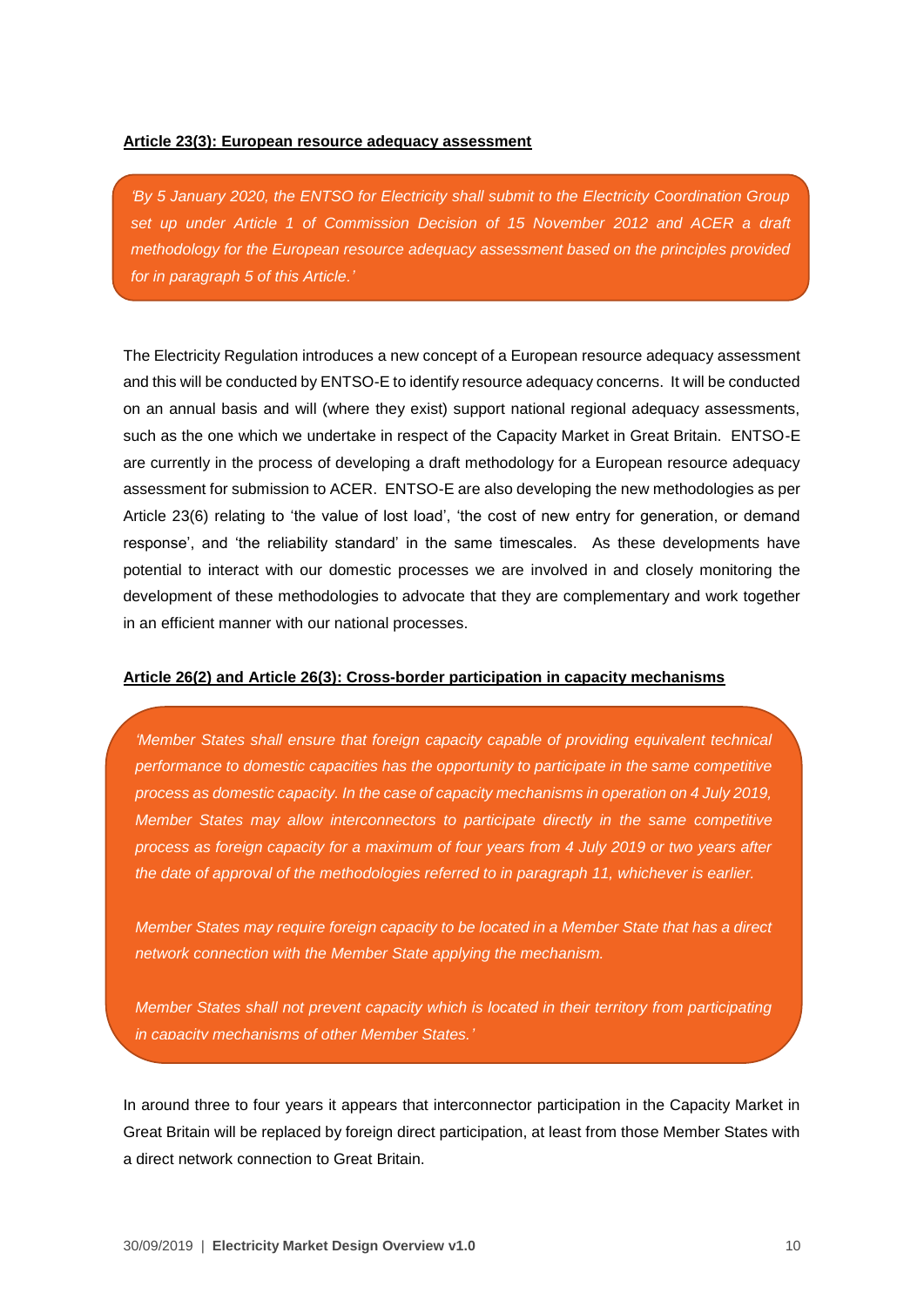**Article 23(3): European resource adequacy assessment**

> *'By 5 January 2020, the ENTSO for Electricity shall submit to the Electricity Coordination Group set up under Article 1 of Commission Decision of 15 November 2012 and ACER a draft methodology for the European resource adequacy assessment based on the principles provided for in paragraph 5 of this Article.'*

The Electricity Regulation introduces a new concept of a European resource adequacy assessment and this will be conducted by ENTSO-E to identify resource adequacy concerns. It will be conducted on an annual basis and will (where they exist) support national regional adequacy assessments, such as the one which we undertake in respect of the Capacity Market in Great Britain. ENTSO-E are currently in the process of developing a draft methodology for a European resource adequacy assessment for submission to ACER. ENTSO-E are also developing the new methodologies as per Article 23(6) relating to 'the value of lost load', 'the cost of new entry for generation, or demand response', and 'the reliability standard' in the same timescales. As these developments have potential to interact with our domestic processes we are involved in and closely monitoring the development of these methodologies to advocate that they are complementary and work together in an efficient manner with our national processes.

**Article 26(2) and Article 26(3): Cross-border participation in capacity mechanisms**

> *'Member States shall ensure that foreign capacity capable of providing equivalent technical performance to domestic capacities has the opportunity to participate in the same competitive process as domestic capacity. In the case of capacity mechanisms in operation on 4 July 2019, Member States may allow interconnectors to participate directly in the same competitive process as foreign capacity for a maximum of four years from 4 July 2019 or two years after the date of approval of the methodologies referred to in paragraph 11, whichever is earlier.*
>
> *Member States may require foreign capacity to be located in a Member State that has a direct network connection with the Member State applying the mechanism.*
>
> *Member States shall not prevent capacity which is located in their territory from participating in capacity mechanisms of other Member States.'*

In around three to four years it appears that interconnector participation in the Capacity Market in Great Britain will be replaced by foreign direct participation, at least from those Member States with a direct network connection to Great Britain.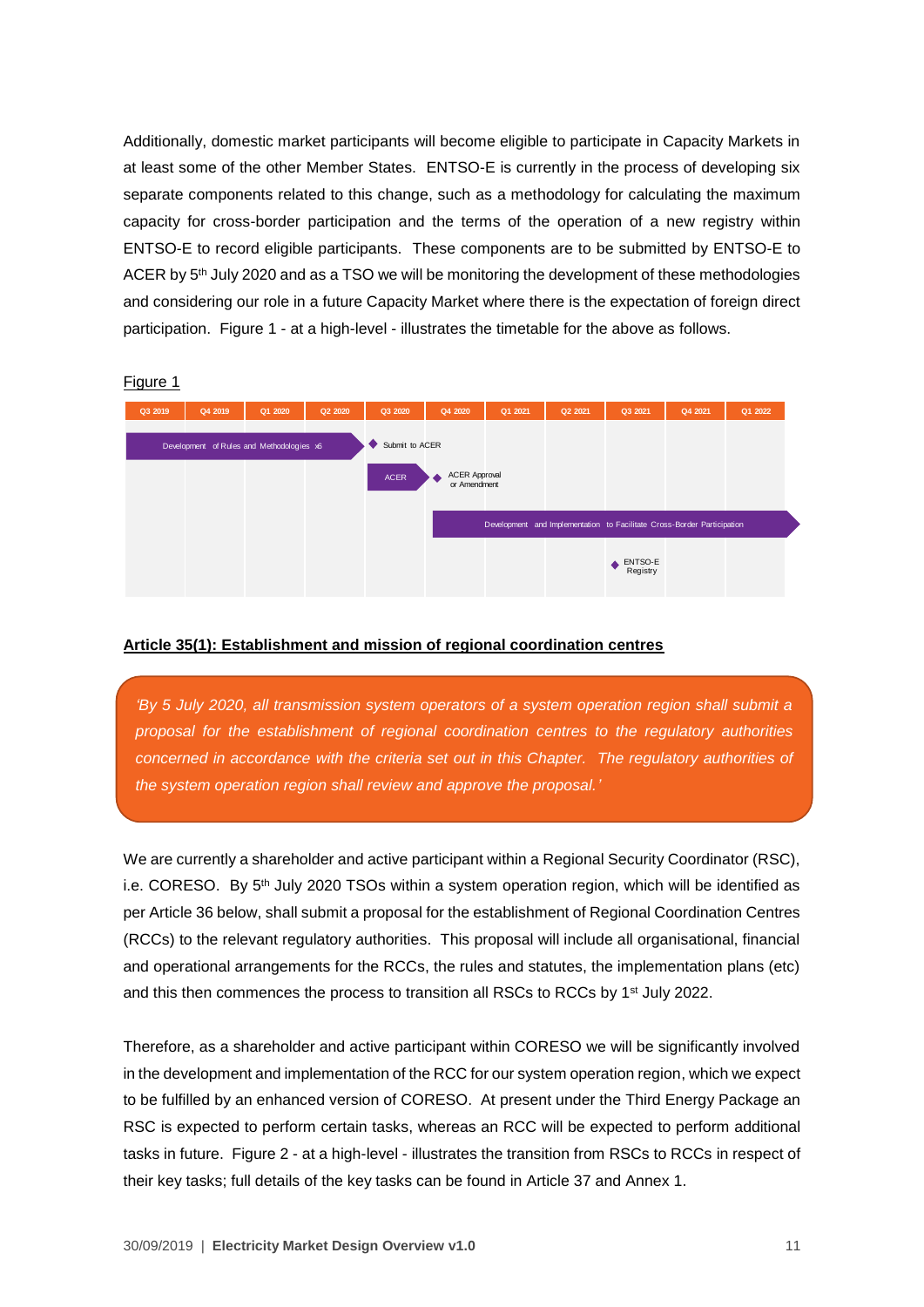Additionally, domestic market participants will become eligible to participate in Capacity Markets in at least some of the other Member States. ENTSO-E is currently in the process of developing six separate components related to this change, such as a methodology for calculating the maximum capacity for cross-border participation and the terms of the operation of a new registry within ENTSO-E to record eligible participants. These components are to be submitted by ENTSO-E to ACER by 5th July 2020 and as a TSO we will be monitoring the development of these methodologies and considering our role in a future Capacity Market where there is the expectation of foreign direct participation. Figure 1 - at a high-level - illustrates the timetable for the above as follows.

Figure 1

| Q3 2019 | Q4 2019 | Q1 2020 | Q2 2020 | Q3 2020 | Q4 2020 | Q1 2021 | Q2 2021 | Q3 2021 | Q4 2021 | Q1 2022 |
|---|---|---|---|---|---|---|---|---|---|---|
| Development of Rules and Methodologies x6 | | | | ◆ Submit to ACER | | | | | | |
| | | | | ACER | ◆ ACER Approval or Amendment | | | | | |
| | | | | | Development and Implementation to Facilitate Cross-Border Participation | | | | | |
| | | | | | | | | ◆ ENTSO-E Registry | | |

**Article 35(1): Establishment and mission of regional coordination centres**

> *'By 5 July 2020, all transmission system operators of a system operation region shall submit a proposal for the establishment of regional coordination centres to the regulatory authorities concerned in accordance with the criteria set out in this Chapter. The regulatory authorities of the system operation region shall review and approve the proposal.'*

We are currently a shareholder and active participant within a Regional Security Coordinator (RSC), i.e. CORESO. By 5th July 2020 TSOs within a system operation region, which will be identified as per Article 36 below, shall submit a proposal for the establishment of Regional Coordination Centres (RCCs) to the relevant regulatory authorities. This proposal will include all organisational, financial and operational arrangements for the RCCs, the rules and statutes, the implementation plans (etc) and this then commences the process to transition all RSCs to RCCs by 1st July 2022.

Therefore, as a shareholder and active participant within CORESO we will be significantly involved in the development and implementation of the RCC for our system operation region, which we expect to be fulfilled by an enhanced version of CORESO. At present under the Third Energy Package an RSC is expected to perform certain tasks, whereas an RCC will be expected to perform additional tasks in future. Figure 2 - at a high-level - illustrates the transition from RSCs to RCCs in respect of their key tasks; full details of the key tasks can be found in Article 37 and Annex 1.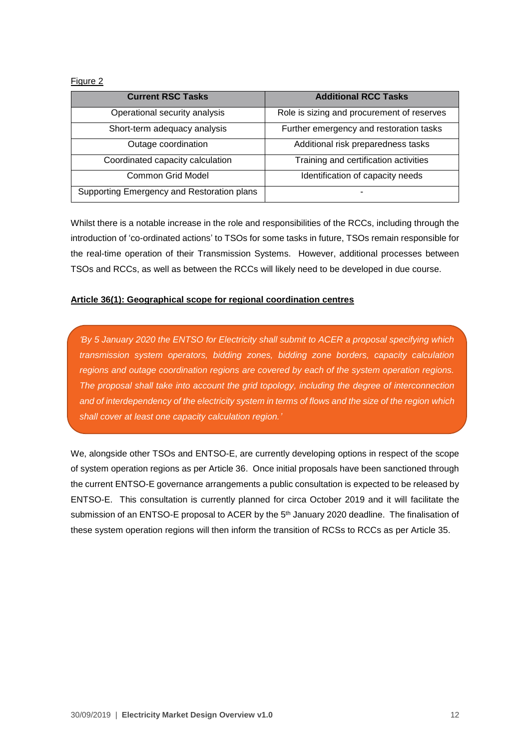Figure 2

| Current RSC Tasks | Additional RCC Tasks |
| --- | --- |
| Operational security analysis | Role is sizing and procurement of reserves |
| Short-term adequacy analysis | Further emergency and restoration tasks |
| Outage coordination | Additional risk preparedness tasks |
| Coordinated capacity calculation | Training and certification activities |
| Common Grid Model | Identification of capacity needs |
| Supporting Emergency and Restoration plans | - |

Whilst there is a notable increase in the role and responsibilities of the RCCs, including through the introduction of 'co-ordinated actions' to TSOs for some tasks in future, TSOs remain responsible for the real-time operation of their Transmission Systems. However, additional processes between TSOs and RCCs, as well as between the RCCs will likely need to be developed in due course.

**Article 36(1): Geographical scope for regional coordination centres**

> *'By 5 January 2020 the ENTSO for Electricity shall submit to ACER a proposal specifying which transmission system operators, bidding zones, bidding zone borders, capacity calculation regions and outage coordination regions are covered by each of the system operation regions. The proposal shall take into account the grid topology, including the degree of interconnection and of interdependency of the electricity system in terms of flows and the size of the region which shall cover at least one capacity calculation region.'*

We, alongside other TSOs and ENTSO-E, are currently developing options in respect of the scope of system operation regions as per Article 36. Once initial proposals have been sanctioned through the current ENTSO-E governance arrangements a public consultation is expected to be released by ENTSO-E. This consultation is currently planned for circa October 2019 and it will facilitate the submission of an ENTSO-E proposal to ACER by the 5th January 2020 deadline. The finalisation of these system operation regions will then inform the transition of RCSs to RCCs as per Article 35.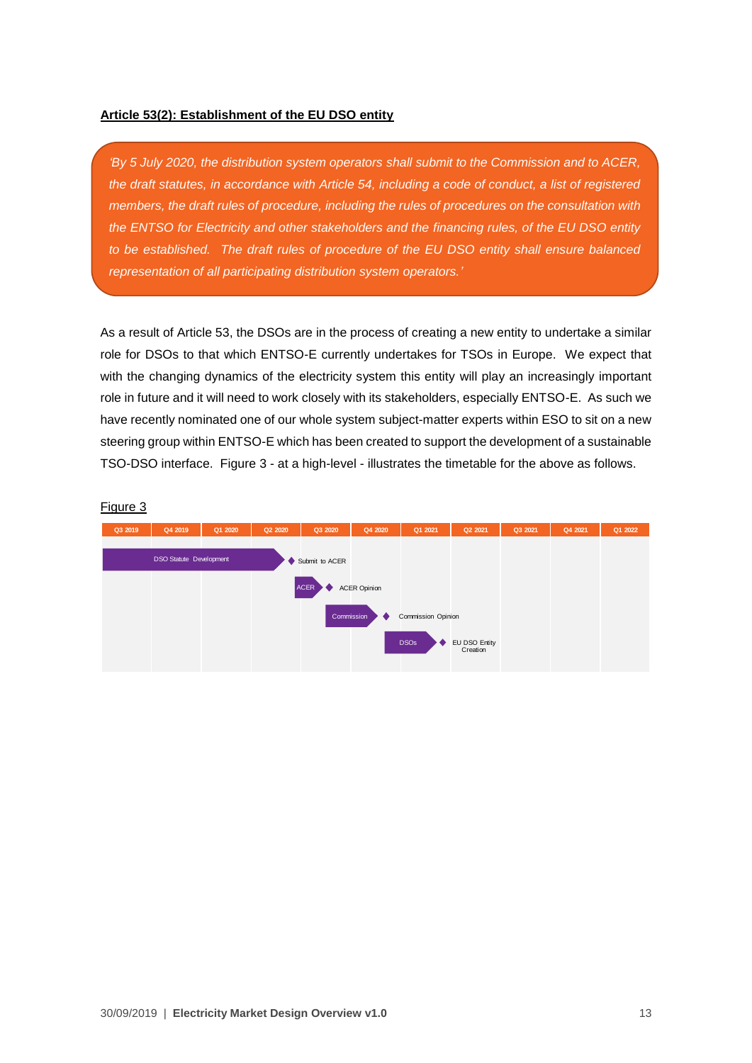**Article 53(2): Establishment of the EU DSO entity**

> *'By 5 July 2020, the distribution system operators shall submit to the Commission and to ACER, the draft statutes, in accordance with Article 54, including a code of conduct, a list of registered members, the draft rules of procedure, including the rules of procedures on the consultation with the ENTSO for Electricity and other stakeholders and the financing rules, of the EU DSO entity to be established. The draft rules of procedure of the EU DSO entity shall ensure balanced representation of all participating distribution system operators.'*

As a result of Article 53, the DSOs are in the process of creating a new entity to undertake a similar role for DSOs to that which ENTSO-E currently undertakes for TSOs in Europe. We expect that with the changing dynamics of the electricity system this entity will play an increasingly important role in future and it will need to work closely with its stakeholders, especially ENTSO-E. As such we have recently nominated one of our whole system subject-matter experts within ESO to sit on a new steering group within ENTSO-E which has been created to support the development of a sustainable TSO-DSO interface. Figure 3 - at a high-level - illustrates the timetable for the above as follows.

Figure 3

| Q3 2019 | Q4 2019 | Q1 2020 | Q2 2020 | Q3 2020 | Q4 2020 | Q1 2021 | Q2 2021 | Q3 2021 | Q4 2021 | Q1 2022 |
|---|---|---|---|---|---|---|---|---|---|---|
| DSO Statute Development | | | | ◆ Submit to ACER | | | | | | |
| | | | | ACER ◆ ACER Opinion | | | | | | |
| | | | | | Commission ◆ Commission Opinion | | | | | |
| | | | | | | DSOs ◆ EU DSO Entity Creation | | | | |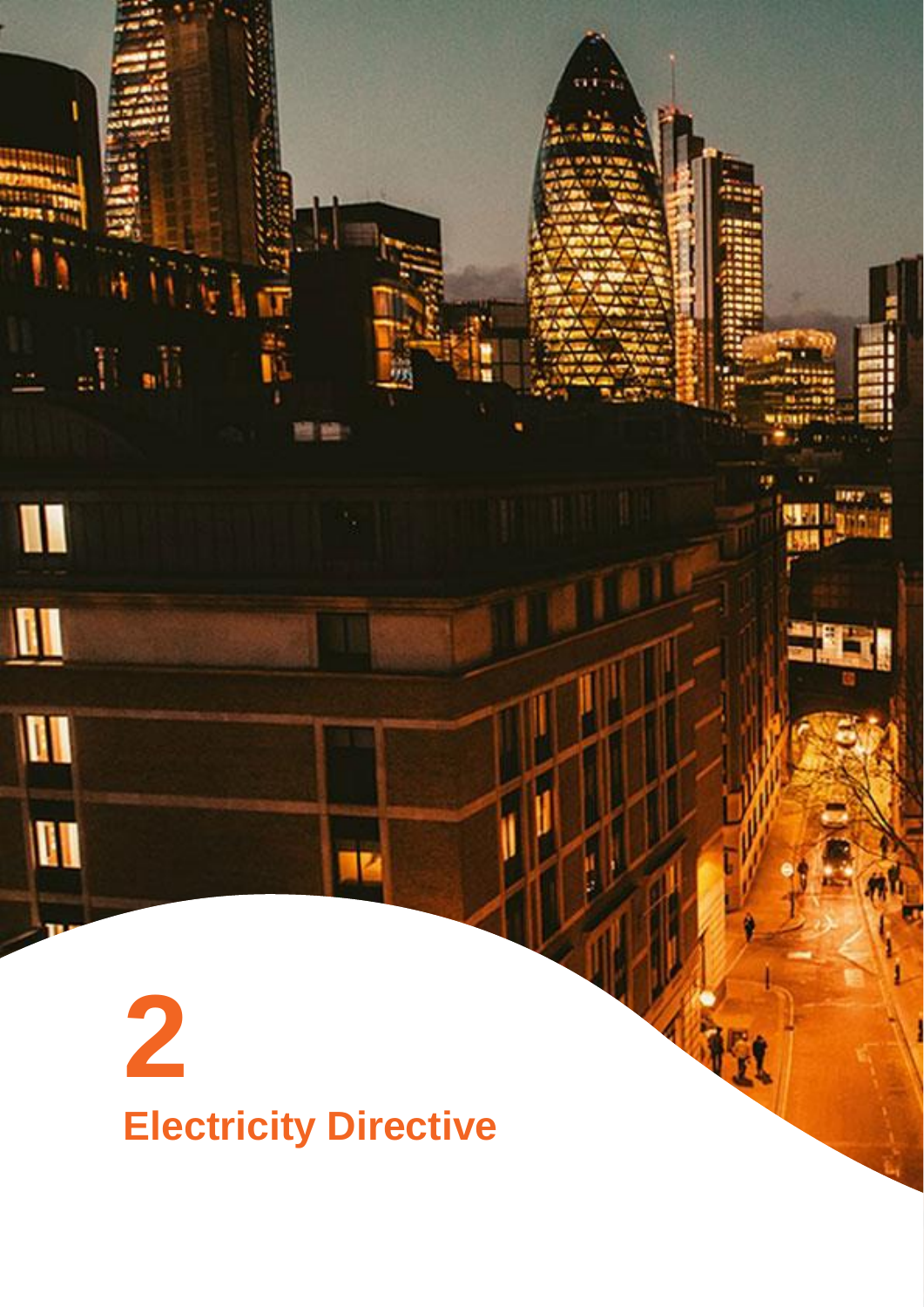# 2

# Electricity Directive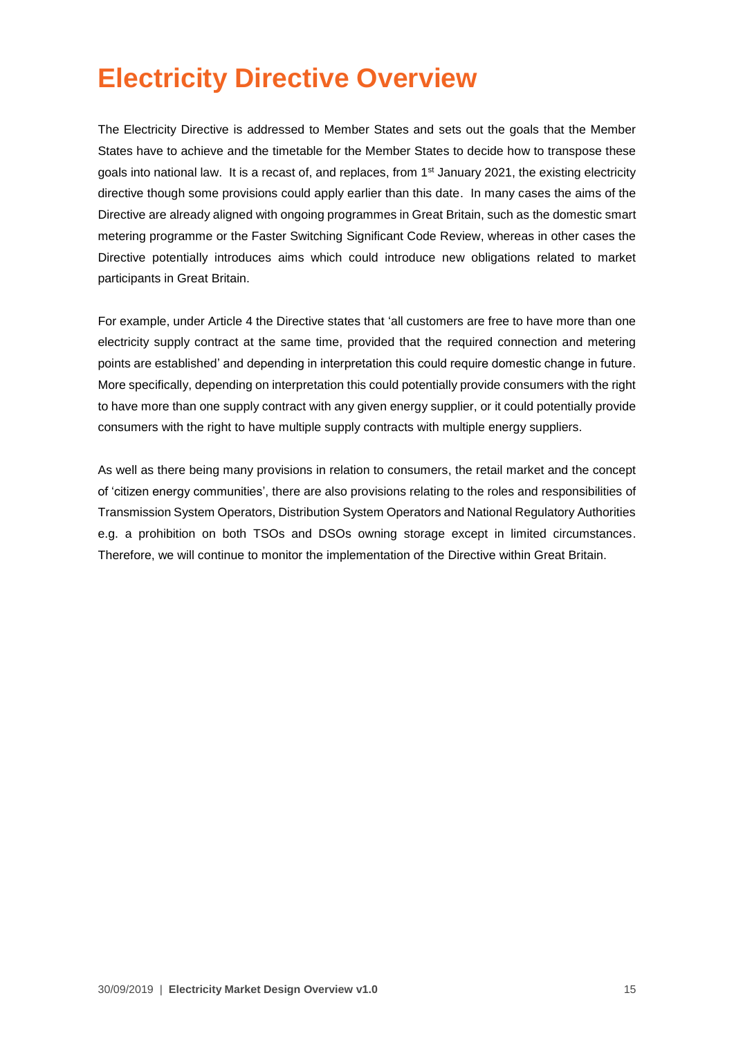# Electricity Directive Overview

The Electricity Directive is addressed to Member States and sets out the goals that the Member States have to achieve and the timetable for the Member States to decide how to transpose these goals into national law. It is a recast of, and replaces, from 1st January 2021, the existing electricity directive though some provisions could apply earlier than this date. In many cases the aims of the Directive are already aligned with ongoing programmes in Great Britain, such as the domestic smart metering programme or the Faster Switching Significant Code Review, whereas in other cases the Directive potentially introduces aims which could introduce new obligations related to market participants in Great Britain.

For example, under Article 4 the Directive states that 'all customers are free to have more than one electricity supply contract at the same time, provided that the required connection and metering points are established' and depending in interpretation this could require domestic change in future. More specifically, depending on interpretation this could potentially provide consumers with the right to have more than one supply contract with any given energy supplier, or it could potentially provide consumers with the right to have multiple supply contracts with multiple energy suppliers.

As well as there being many provisions in relation to consumers, the retail market and the concept of 'citizen energy communities', there are also provisions relating to the roles and responsibilities of Transmission System Operators, Distribution System Operators and National Regulatory Authorities e.g. a prohibition on both TSOs and DSOs owning storage except in limited circumstances. Therefore, we will continue to monitor the implementation of the Directive within Great Britain.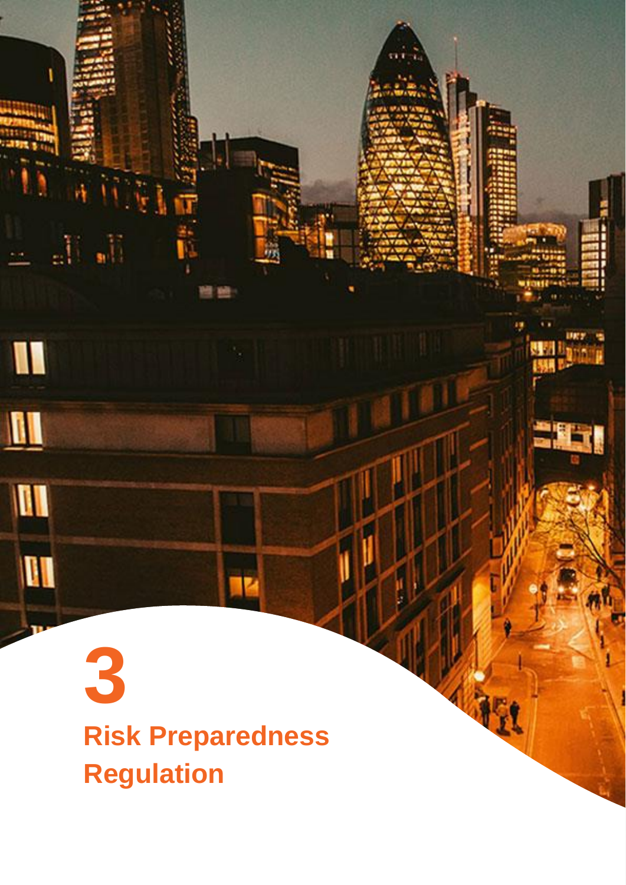# 3

# Risk Preparedness Regulation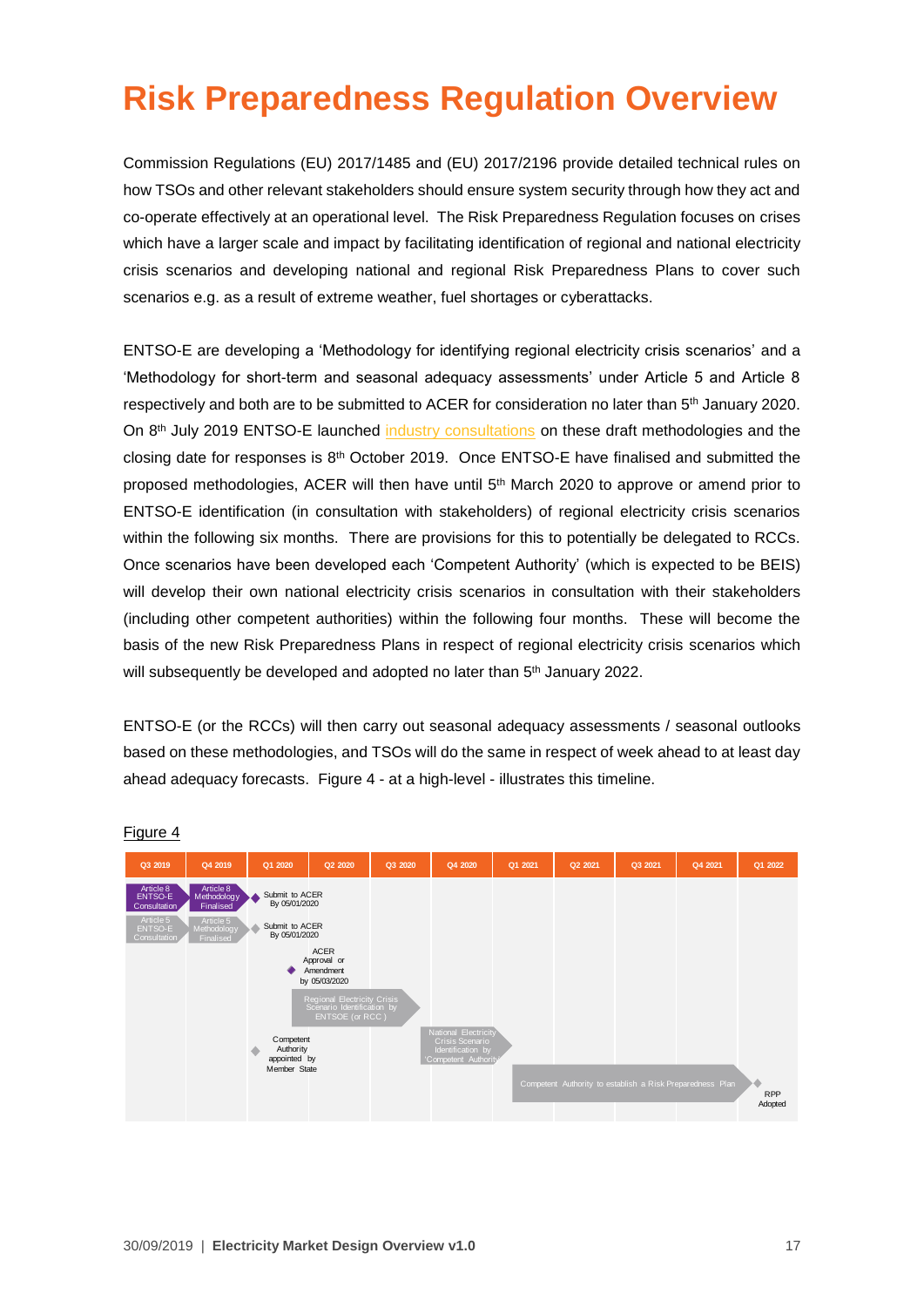# Risk Preparedness Regulation Overview

Commission Regulations (EU) 2017/1485 and (EU) 2017/2196 provide detailed technical rules on how TSOs and other relevant stakeholders should ensure system security through how they act and co-operate effectively at an operational level. The Risk Preparedness Regulation focuses on crises which have a larger scale and impact by facilitating identification of regional and national electricity crisis scenarios and developing national and regional Risk Preparedness Plans to cover such scenarios e.g. as a result of extreme weather, fuel shortages or cyberattacks.

ENTSO-E are developing a 'Methodology for identifying regional electricity crisis scenarios' and a 'Methodology for short-term and seasonal adequacy assessments' under Article 5 and Article 8 respectively and both are to be submitted to ACER for consideration no later than 5th January 2020. On 8th July 2019 ENTSO-E launched industry consultations on these draft methodologies and the closing date for responses is 8th October 2019. Once ENTSO-E have finalised and submitted the proposed methodologies, ACER will then have until 5th March 2020 to approve or amend prior to ENTSO-E identification (in consultation with stakeholders) of regional electricity crisis scenarios within the following six months. There are provisions for this to potentially be delegated to RCCs. Once scenarios have been developed each 'Competent Authority' (which is expected to be BEIS) will develop their own national electricity crisis scenarios in consultation with their stakeholders (including other competent authorities) within the following four months. These will become the basis of the new Risk Preparedness Plans in respect of regional electricity crisis scenarios which will subsequently be developed and adopted no later than 5th January 2022.

ENTSO-E (or the RCCs) will then carry out seasonal adequacy assessments / seasonal outlooks based on these methodologies, and TSOs will do the same in respect of week ahead to at least day ahead adequacy forecasts. Figure 4 - at a high-level - illustrates this timeline.

Figure 4

| Q3 2019 | Q4 2019 | Q1 2020 | Q2 2020 | Q3 2020 | Q4 2020 | Q1 2021 | Q2 2021 | Q3 2021 | Q4 2021 | Q1 2022 |
|---|---|---|---|---|---|---|---|---|---|---|
| Article 8 ENTSO-E Consultation | Article 8 Methodology Finalised | Submit to ACER By 05/01/2020 | | | | | | | | |
| Article 5 ENTSO-E Consultation | Article 5 Methodology Finalised | Submit to ACER By 05/01/2020 | | | | | | | | |
| | | ACER Approval or Amendment by 05/03/2020 | | | | | | | | |
| | | | Regional Electricity Crisis Scenario identification by ENTSOE (or RCC) | | | | | | | |
| | | Competent Authority appointed by Member State | | | National Electricity Crisis Scenario Identification by 'Competent Authority' | | | | | |
| | | | | | | Competent Authority to establish a Risk Preparedness Plan | | | | RPP Adopted |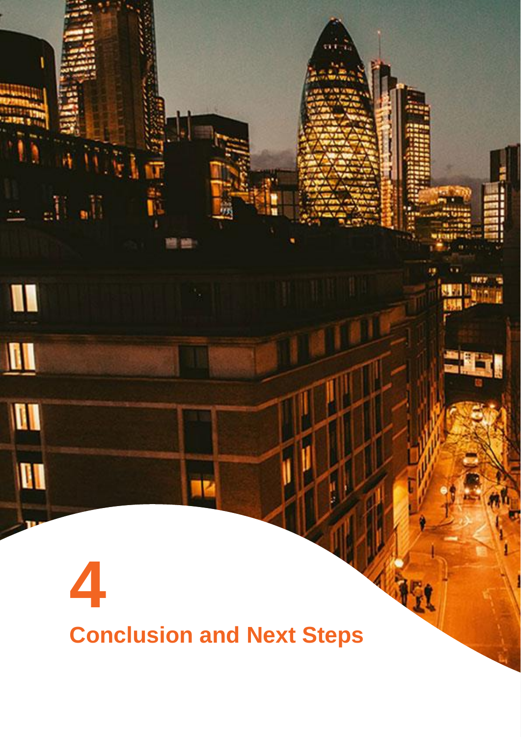# 4

# Conclusion and Next Steps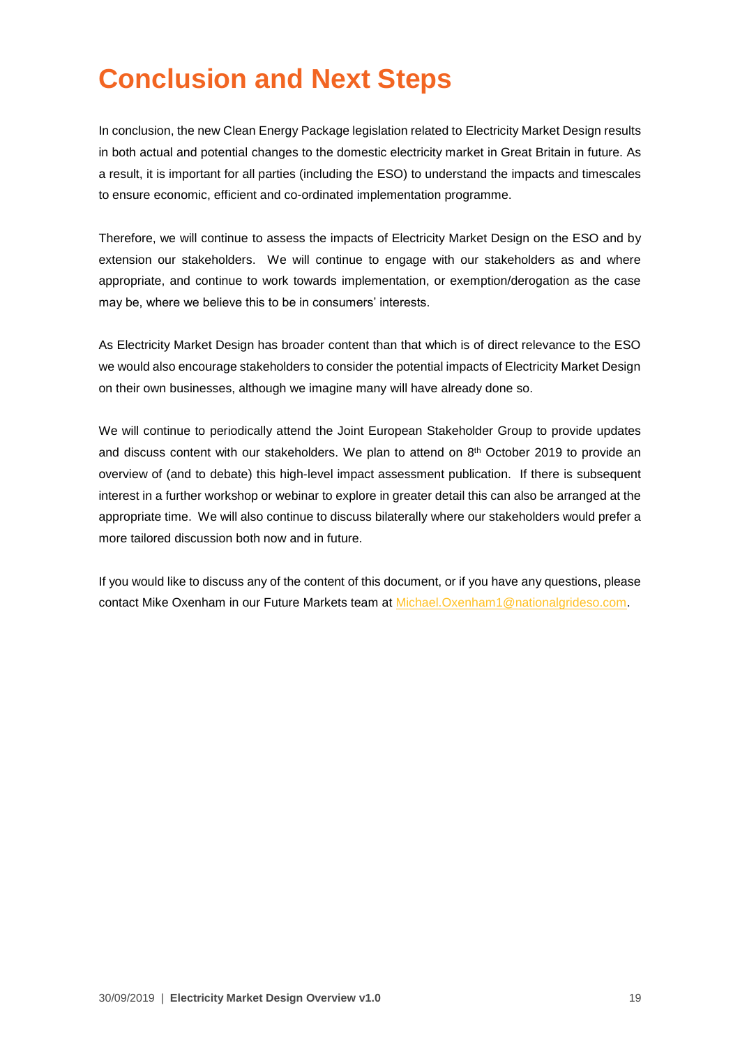# Conclusion and Next Steps

In conclusion, the new Clean Energy Package legislation related to Electricity Market Design results in both actual and potential changes to the domestic electricity market in Great Britain in future. As a result, it is important for all parties (including the ESO) to understand the impacts and timescales to ensure economic, efficient and co-ordinated implementation programme.

Therefore, we will continue to assess the impacts of Electricity Market Design on the ESO and by extension our stakeholders. We will continue to engage with our stakeholders as and where appropriate, and continue to work towards implementation, or exemption/derogation as the case may be, where we believe this to be in consumers' interests.

As Electricity Market Design has broader content than that which is of direct relevance to the ESO we would also encourage stakeholders to consider the potential impacts of Electricity Market Design on their own businesses, although we imagine many will have already done so.

We will continue to periodically attend the Joint European Stakeholder Group to provide updates and discuss content with our stakeholders. We plan to attend on 8th October 2019 to provide an overview of (and to debate) this high-level impact assessment publication. If there is subsequent interest in a further workshop or webinar to explore in greater detail this can also be arranged at the appropriate time. We will also continue to discuss bilaterally where our stakeholders would prefer a more tailored discussion both now and in future.

If you would like to discuss any of the content of this document, or if you have any questions, please contact Mike Oxenham in our Future Markets team at Michael.Oxenham1@nationalgrideso.com.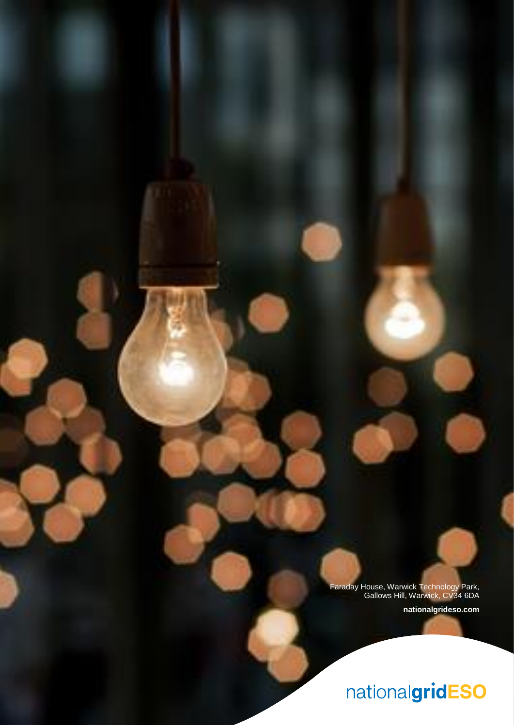Faraday House, Warwick Technology Park,
Gallows Hill, Warwick, CV34 6DA

**nationalgrideso.com**

nationalgridESO